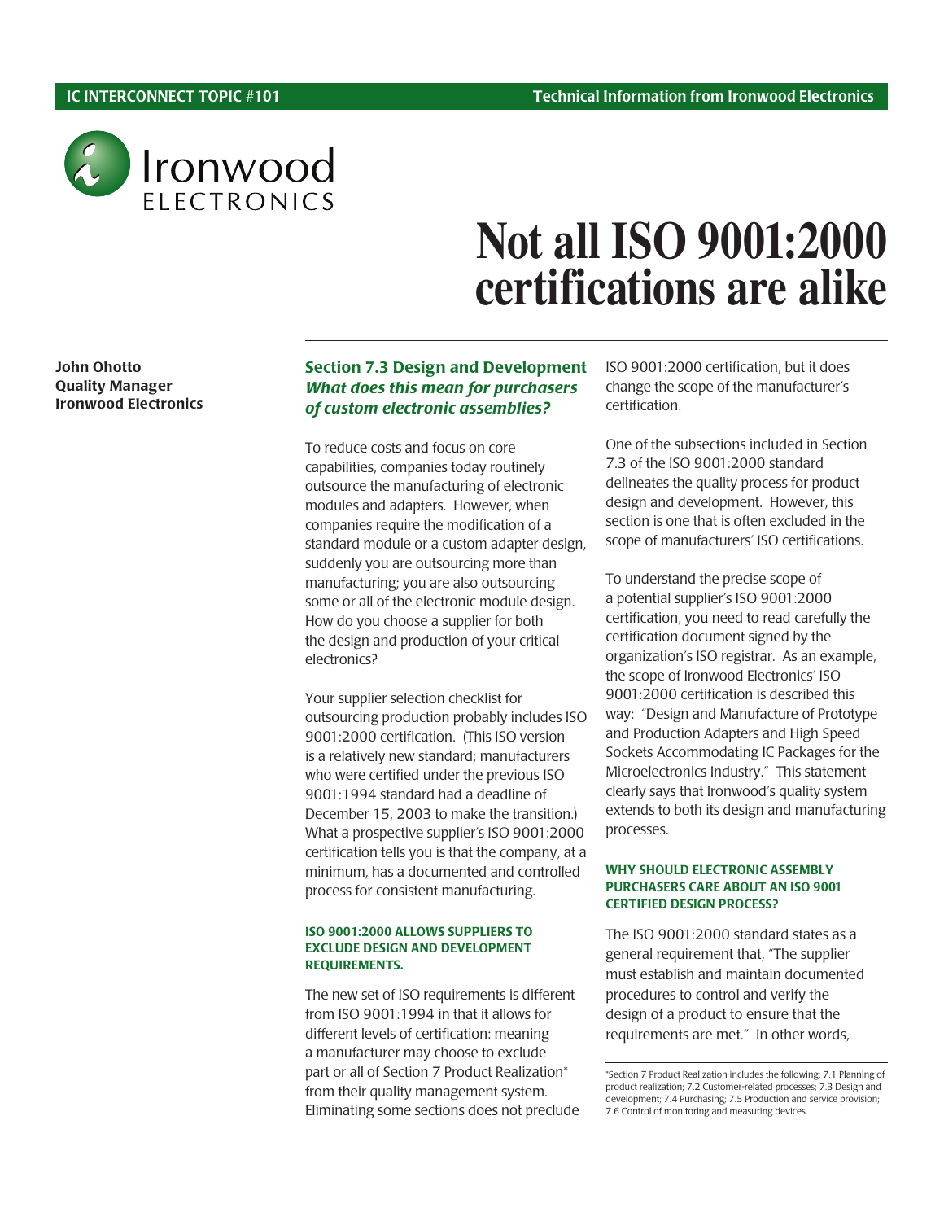IC INTERCONNECT TOPIC #101

Technical Information from Ironwood Electronics

# Not all ISO 9001:2000 certifications are alike

**John Ohotto**
**Quality Manager**
**Ironwood Electronics**

## Section 7.3 Design and Development

### *What does this mean for purchasers of custom electronic assemblies?*

To reduce costs and focus on core capabilities, companies today routinely outsource the manufacturing of electronic modules and adapters. However, when companies require the modification of a standard module or a custom adapter design, suddenly you are outsourcing more than manufacturing; you are also outsourcing some or all of the electronic module design. How do you choose a supplier for both the design and production of your critical electronics?

Your supplier selection checklist for outsourcing production probably includes ISO 9001:2000 certification. (This ISO version is a relatively new standard; manufacturers who were certified under the previous ISO 9001:1994 standard had a deadline of December 15, 2003 to make the transition.) What a prospective supplier's ISO 9001:2000 certification tells you is that the company, at a minimum, has a documented and controlled process for consistent manufacturing.

#### ISO 9001:2000 ALLOWS SUPPLIERS TO EXCLUDE DESIGN AND DEVELOPMENT REQUIREMENTS.

The new set of ISO requirements is different from ISO 9001:1994 in that it allows for different levels of certification: meaning a manufacturer may choose to exclude part or all of Section 7 Product Realization* from their quality management system. Eliminating some sections does not preclude ISO 9001:2000 certification, but it does change the scope of the manufacturer's certification.

One of the subsections included in Section 7.3 of the ISO 9001:2000 standard delineates the quality process for product design and development. However, this section is one that is often excluded in the scope of manufacturers' ISO certifications.

To understand the precise scope of a potential supplier's ISO 9001:2000 certification, you need to read carefully the certification document signed by the organization's ISO registrar. As an example, the scope of Ironwood Electronics' ISO 9001:2000 certification is described this way: "Design and Manufacture of Prototype and Production Adapters and High Speed Sockets Accommodating IC Packages for the Microelectronics Industry." This statement clearly says that Ironwood's quality system extends to both its design and manufacturing processes.

#### WHY SHOULD ELECTRONIC ASSEMBLY PURCHASERS CARE ABOUT AN ISO 9001 CERTIFIED DESIGN PROCESS?

The ISO 9001:2000 standard states as a general requirement that, "The supplier must establish and maintain documented procedures to control and verify the design of a product to ensure that the requirements are met." In other words,

*Section 7 Product Realization includes the following: 7.1 Planning of product realization; 7.2 Customer-related processes; 7.3 Design and development; 7.4 Purchasing; 7.5 Production and service provision; 7.6 Control of monitoring and measuring devices.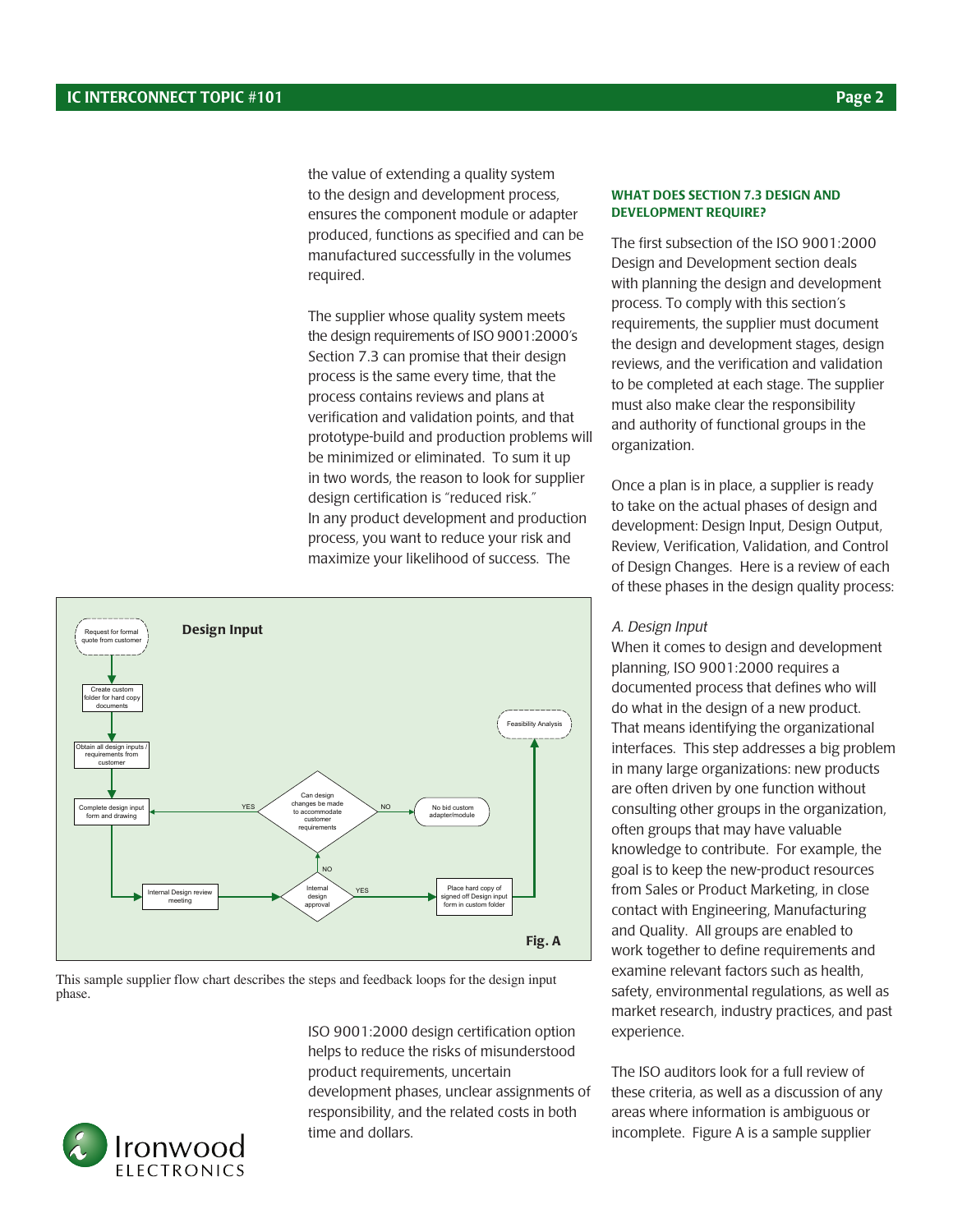the value of extending a quality system to the design and development process, ensures the component module or adapter produced, functions as specified and can be manufactured successfully in the volumes required.

The supplier whose quality system meets the design requirements of ISO 9001:2000's Section 7.3 can promise that their design process is the same every time, that the process contains reviews and plans at verification and validation points, and that prototype-build and production problems will be minimized or eliminated. To sum it up in two words, the reason to look for supplier design certification is "reduced risk." In any product development and production process, you want to reduce your risk and maximize your likelihood of success. The ISO 9001:2000 design certification option helps to reduce the risks of misunderstood product requirements, uncertain development phases, unclear assignments of responsibility, and the related costs in both time and dollars.

**Design Input**

Request for formal quote from customer → Create custom folder for hard copy documents → Obtain all design inputs / requirements from customer → Complete design input form and drawing → Internal Design review meeting → Internal design approval

- Internal design approval — YES → Place hard copy of signed off Design input form in custom folder → Feasibility Analysis
- Internal design approval — NO → Can design changes be made to accommodate customer requirements
  - YES → Complete design input form and drawing
  - NO → No bid custom adapter/module

**Fig. A**

This sample supplier flow chart describes the steps and feedback loops for the design input phase.

#### WHAT DOES SECTION 7.3 DESIGN AND DEVELOPMENT REQUIRE?

The first subsection of the ISO 9001:2000 Design and Development section deals with planning the design and development process. To comply with this section's requirements, the supplier must document the design and development stages, design reviews, and the verification and validation to be completed at each stage. The supplier must also make clear the responsibility and authority of functional groups in the organization.

Once a plan is in place, a supplier is ready to take on the actual phases of design and development: Design Input, Design Output, Review, Verification, Validation, and Control of Design Changes. Here is a review of each of these phases in the design quality process:

*A. Design Input*

When it comes to design and development planning, ISO 9001:2000 requires a documented process that defines who will do what in the design of a new product. That means identifying the organizational interfaces. This step addresses a big problem in many large organizations: new products are often driven by one function without consulting other groups in the organization, often groups that may have valuable knowledge to contribute. For example, the goal is to keep the new-product resources from Sales or Product Marketing, in close contact with Engineering, Manufacturing and Quality. All groups are enabled to work together to define requirements and examine relevant factors such as health, safety, environmental regulations, as well as market research, industry practices, and past experience.

The ISO auditors look for a full review of these criteria, as well as a discussion of any areas where information is ambiguous or incomplete. Figure A is a sample supplier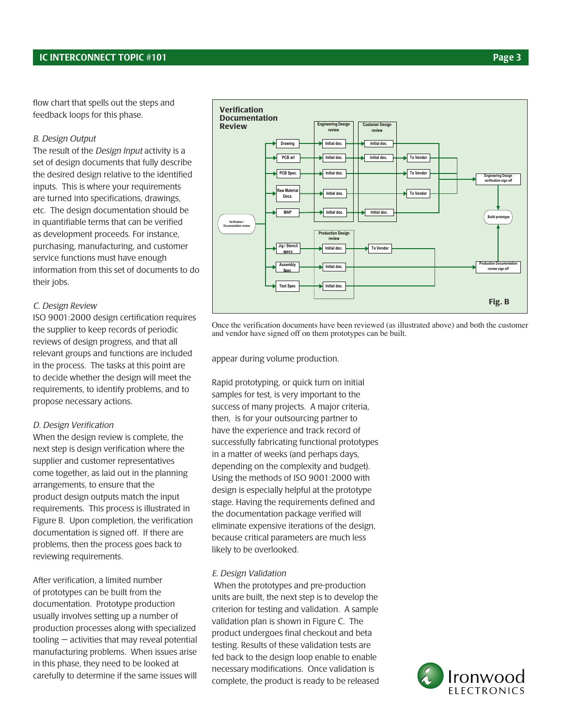flow chart that spells out the steps and feedback loops for this phase.

*B. Design Output*

The result of the *Design Input* activity is a set of design documents that fully describe the desired design relative to the identified inputs. This is where your requirements are turned into specifications, drawings, etc. The design documentation should be in quantifiable terms that can be verified as development proceeds. For instance, purchasing, manufacturing, and customer service functions must have enough information from this set of documents to do their jobs.

*C. Design Review*

ISO 9001:2000 design certification requires the supplier to keep records of periodic reviews of design progress, and that all relevant groups and functions are included in the process. The tasks at this point are to decide whether the design will meet the requirements, to identify problems, and to propose necessary actions.

*D. Design Verification*

When the design review is complete, the next step is design verification where the supplier and customer representatives come together, as laid out in the planning arrangements, to ensure that the product design outputs match the input requirements. This process is illustrated in Figure B. Upon completion, the verification documentation is signed off. If there are problems, then the process goes back to reviewing requirements.

After verification, a limited number of prototypes can be built from the documentation. Prototype production usually involves setting up a number of production processes along with specialized tooling — activities that may reveal potential manufacturing problems. When issues arise in this phase, they need to be looked at carefully to determine if the same issues will appear during volume production.

**Fig. B**

Once the verification documents have been reviewed (as illustrated above) and both the customer and vendor have signed off on them prototypes can be built.

Rapid prototyping, or quick turn on initial samples for test, is very important to the success of many projects. A major criteria, then, is for your outsourcing partner to have the experience and track record of successfully fabricating functional prototypes in a matter of weeks (and perhaps days, depending on the complexity and budget). Using the methods of ISO 9001:2000 with design is especially helpful at the prototype stage. Having the requirements defined and the documentation package verified will eliminate expensive iterations of the design, because critical parameters are much less likely to be overlooked.

*E. Design Validation*

When the prototypes and pre-production units are built, the next step is to develop the criterion for testing and validation. A sample validation plan is shown in Figure C. The product undergoes final checkout and beta testing. Results of these validation tests are fed back to the design loop enable to enable necessary modifications. Once validation is complete, the product is ready to be released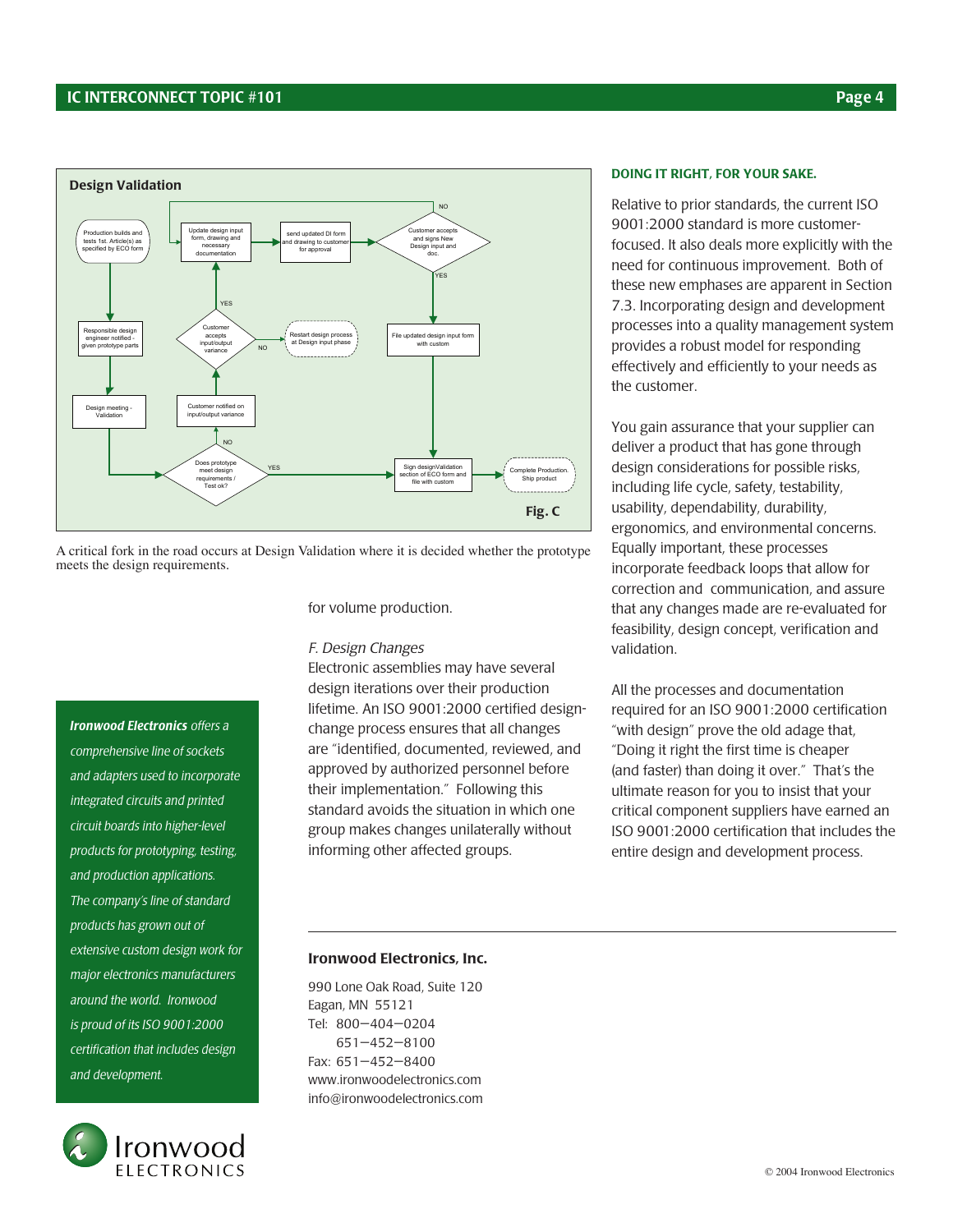**Design Validation**

Production builds and tests 1st. Article(s) as specified by ECO form

Responsible design engineer notified - given prototype parts

Design meeting - Validation

Does prototype meet design requirements / Test ok?

YES

NO

Customer notified on input/output variance

Customer accepts input/output variance

YES

NO

Restart design process at Design input phase

Update design input form, drawing and necessary documentation

send updated DI form and drawing to customer for approval

Customer accepts and signs New Design input and doc.

NO

YES

File updated design input form with custom

Sign designValidation section of ECO form and file with custom

Complete Production. Ship product

**Fig. C**

A critical fork in the road occurs at Design Validation where it is decided whether the prototype meets the design requirements.

for volume production.

*F. Design Changes*

Electronic assemblies may have several design iterations over their production lifetime. An ISO 9001:2000 certified design-change process ensures that all changes are "identified, documented, reviewed, and approved by authorized personnel before their implementation." Following this standard avoids the situation in which one group makes changes unilaterally without informing other affected groups.

## DOING IT RIGHT, FOR YOUR SAKE.

Relative to prior standards, the current ISO 9001:2000 standard is more customer-focused. It also deals more explicitly with the need for continuous improvement. Both of these new emphases are apparent in Section 7.3. Incorporating design and development processes into a quality management system provides a robust model for responding effectively and efficiently to your needs as the customer.

You gain assurance that your supplier can deliver a product that has gone through design considerations for possible risks, including life cycle, safety, testability, usability, dependability, durability, ergonomics, and environmental concerns. Equally important, these processes incorporate feedback loops that allow for correction and communication, and assure that any changes made are re-evaluated for feasibility, design concept, verification and validation.

All the processes and documentation required for an ISO 9001:2000 certification "with design" prove the old adage that, "Doing it right the first time is cheaper (and faster) than doing it over." That's the ultimate reason for you to insist that your critical component suppliers have earned an ISO 9001:2000 certification that includes the entire design and development process.

*__Ironwood Electronics__ offers a comprehensive line of sockets and adapters used to incorporate integrated circuits and printed circuit boards into higher-level products for prototyping, testing, and production applications. The company's line of standard products has grown out of extensive custom design work for major electronics manufacturers around the world. Ironwood is proud of its ISO 9001:2000 certification that includes design and development.*

**Ironwood Electronics, Inc.**

990 Lone Oak Road, Suite 120
Eagan, MN 55121
Tel: 800–404–0204
651–452–8100
Fax: 651–452–8400
www.ironwoodelectronics.com
info@ironwoodelectronics.com

Ironwood ELECTRONICS

© 2004 Ironwood Electronics